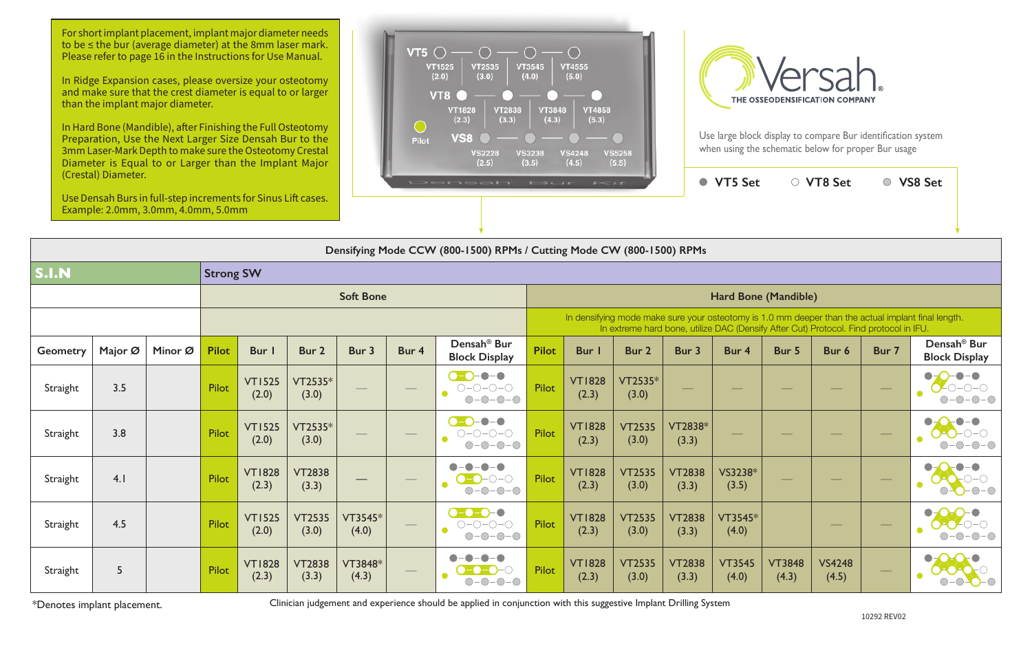For short implant placement, implant major diameter needs to be ≤ the bur (average diameter) at the 8mm laser mark. Please refer to page 16 in the Instructions for Use Manual.

In Ridge Expansion cases, please oversize your osteotomy and make sure that the crest diameter is equal to or larger than the implant major diameter.

In Hard Bone (Mandible), after Finishing the Full Osteotomy Preparation, Use the Next Larger Size Densah Bur to the 3mm Laser-Mark Depth to make sure the Osteotomy Crestal Diameter is Equal to or Larger than the Implant Major (Crestal) Diameter.

Use Densah Burs in full-step increments for Sinus Lift cases. Example: 2.0mm, 3.0mm, 4.0mm, 5.0mm

VT5: VT1525 (2.0) — VT2535 (3.0) — VT3545 (4.0) — VT4555 (5.0)

VT8: VT1828 (2.3) — VT2838 (3.3) — VT3848 (4.3) — VT4858 (5.3)

Pilot

VS8: VS2228 (2.5) — VS3238 (3.5) — VS4248 (4.5) — VS5258 (5.5)

Densah Bur Kit

**Versah®** THE OSSEODENSIFICATION COMPANY

Use large block display to compare Bur identification system when using the schematic below for proper Bur usage

● VT5 Set ○ VT8 Set ◉ VS8 Set

**Densifying Mode CCW (800-1500) RPMs / Cutting Mode CW (800-1500) RPMs**

**S.I.N** — **Strong SW**

| Geometry | Major Ø | Minor Ø | Soft Bone: Pilot | Bur 1 | Bur 2 | Bur 3 | Bur 4 | Densah® Bur Block Display | Hard Bone (Mandible): Pilot | Bur 1 | Bur 2 | Bur 3 | Bur 4 | Bur 5 | Bur 6 | Bur 7 | Densah® Bur Block Display |
|---|---|---|---|---|---|---|---|---|---|---|---|---|---|---|---|---|---|
| Straight | 3.5 | | Pilot | VT1525 (2.0) | VT2535* (3.0) | — | — | | Pilot | VT1828 (2.3) | VT2535* (3.0) | — | — | — | — | — | |
| Straight | 3.8 | | Pilot | VT1525 (2.0) | VT2535* (3.0) | — | — | | Pilot | VT1828 (2.3) | VT2535 (3.0) | VT2838* (3.3) | — | — | — | — | |
| Straight | 4.1 | | Pilot | VT1828 (2.3) | VT2838 (3.3) | — | — | | Pilot | VT1828 (2.3) | VT2535 (3.0) | VT2838 (3.3) | VS3238* (3.5) | — | — | — | |
| Straight | 4.5 | | Pilot | VT1525 (2.0) | VT2535 (3.0) | VT3545* (4.0) | — | | Pilot | VT1828 (2.3) | VT2535 (3.0) | VT2838 (3.3) | VT3545* (4.0) | | — | — | |
| Straight | 5 | | Pilot | VT1828 (2.3) | VT2838 (3.3) | VT3848* (4.3) | — | | Pilot | VT1828 (2.3) | VT2535 (3.0) | VT2838 (3.3) | VT3545 (4.0) | VT3848 (4.3) | VS4248 (4.5) | — | |

Hard Bone (Mandible): In densifying mode make sure your osteotomy is 1.0 mm deeper than the actual implant final length. In extreme hard bone, utilize DAC (Densify After Cut) Protocol. Find protocol in IFU.

*Denotes implant placement.

Clinician judgement and experience should be applied in conjunction with this suggestive Implant Drilling System

10292 REV02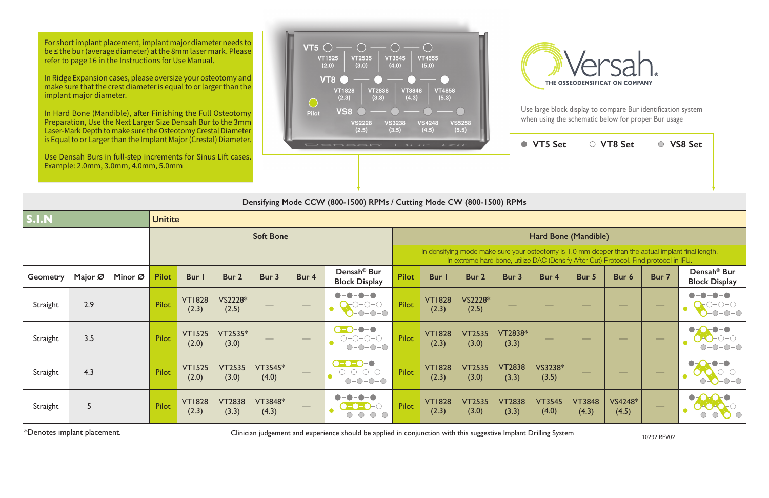For short implant placement, implant major diameter needs to be ≤ the bur (average diameter) at the 8mm laser mark. Please refer to page 16 in the Instructions for Use Manual.

In Ridge Expansion cases, please oversize your osteotomy and make sure that the crest diameter is equal to or larger than the implant major diameter.

In Hard Bone (Mandible), after Finishing the Full Osteotomy Preparation, Use the Next Larger Size Densah Bur to the 3mm Laser-Mark Depth to make sure the Osteotomy Crestal Diameter is Equal to or Larger than the Implant Major (Crestal) Diameter.

Use Densah Burs in full-step increments for Sinus Lift cases. Example: 2.0mm, 3.0mm, 4.0mm, 5.0mm

VT5: VT1525 (2.0), VT2535 (3.0), VT3545 (4.0), VT4555 (5.0)

VT8: VT1828 (2.3), VT2838 (3.3), VT3848 (4.3), VT4858 (5.3)

VS8: VS2228 (2.5), VS3238 (3.5), VS4248 (4.5), VS5258 (5.5)

Pilot

Versah® THE OSSEODENSIFICATION COMPANY

Use large block display to compare Bur identification system when using the schematic below for proper Bur usage

● VT5 Set ○ VT8 Set ◉ VS8 Set

**Densifying Mode CCW (800-1500) RPMs / Cutting Mode CW (800-1500) RPMs**

| S.I.N | | | Unitite | | | | | | | | | | | | | | |
|---|---|---|---|---|---|---|---|---|---|---|---|---|---|---|---|---|---|
| | | | Soft Bone | | | | | | Hard Bone (Mandible) | | | | | | | | |
| | | | | | | | | | In densifying mode make sure your osteotomy is 1.0 mm deeper than the actual implant final length. In extreme hard bone, utilize DAC (Densify After Cut) Protocol. Find protocol in IFU. | | | | | | | | |
| Geometry | Major Ø | Minor Ø | Pilot | Bur 1 | Bur 2 | Bur 3 | Bur 4 | Densah® Bur Block Display | Pilot | Bur 1 | Bur 2 | Bur 3 | Bur 4 | Bur 5 | Bur 6 | Bur 7 | Densah® Bur Block Display |
| Straight | 2.9 | | Pilot | VT1828 (2.3) | VS2228* (2.5) | — | — | | Pilot | VT1828 (2.3) | VS2228* (2.5) | — | — | — | — | — | |
| Straight | 3.5 | | Pilot | VT1525 (2.0) | VT2535* (3.0) | — | — | | Pilot | VT1828 (2.3) | VT2535 (3.0) | VT2838* (3.3) | — | — | — | — | |
| Straight | 4.3 | | Pilot | VT1525 (2.0) | VT2535 (3.0) | VT3545* (4.0) | — | | Pilot | VT1828 (2.3) | VT2535 (3.0) | VT2838 (3.3) | VS3238* (3.5) | — | — | — | |
| Straight | 5 | | Pilot | VT1828 (2.3) | VT2838 (3.3) | VT3848* (4.3) | — | | Pilot | VT1828 (2.3) | VT2535 (3.0) | VT2838 (3.3) | VT3545 (4.0) | VT3848 (4.3) | VS4248* (4.5) | — | |

*Denotes implant placement.

Clinician judgement and experience should be applied in conjunction with this suggestive Implant Drilling System

10292 REV02